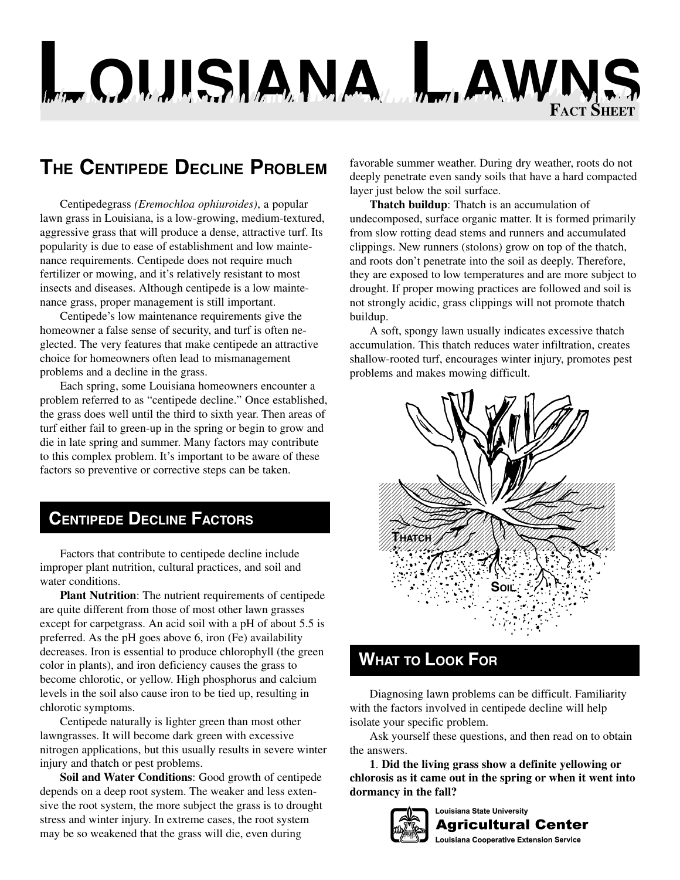# Louisiana Lawns

Fact Sheet

## The Centipede Decline Problem

Centipedegrass *(Eremochloa ophiuroides)*, a popular lawn grass in Louisiana, is a low-growing, medium-textured, aggressive grass that will produce a dense, attractive turf. Its popularity is due to ease of establishment and low maintenance requirements. Centipede does not require much fertilizer or mowing, and it's relatively resistant to most insects and diseases. Although centipede is a low maintenance grass, proper management is still important.

Centipede's low maintenance requirements give the homeowner a false sense of security, and turf is often neglected. The very features that make centipede an attractive choice for homeowners often lead to mismanagement problems and a decline in the grass.

Each spring, some Louisiana homeowners encounter a problem referred to as "centipede decline." Once established, the grass does well until the third to sixth year. Then areas of turf either fail to green-up in the spring or begin to grow and die in late spring and summer. Many factors may contribute to this complex problem. It's important to be aware of these factors so preventive or corrective steps can be taken.

## Centipede Decline Factors

Factors that contribute to centipede decline include improper plant nutrition, cultural practices, and soil and water conditions.

**Plant Nutrition**: The nutrient requirements of centipede are quite different from those of most other lawn grasses except for carpetgrass. An acid soil with a pH of about 5.5 is preferred. As the pH goes above 6, iron (Fe) availability decreases. Iron is essential to produce chlorophyll (the green color in plants), and iron deficiency causes the grass to become chlorotic, or yellow. High phosphorus and calcium levels in the soil also cause iron to be tied up, resulting in chlorotic symptoms.

Centipede naturally is lighter green than most other lawngrasses. It will become dark green with excessive nitrogen applications, but this usually results in severe winter injury and thatch or pest problems.

**Soil and Water Conditions**: Good growth of centipede depends on a deep root system. The weaker and less extensive the root system, the more subject the grass is to drought stress and winter injury. In extreme cases, the root system may be so weakened that the grass will die, even during favorable summer weather. During dry weather, roots do not deeply penetrate even sandy soils that have a hard compacted layer just below the soil surface.

**Thatch buildup**: Thatch is an accumulation of undecomposed, surface organic matter. It is formed primarily from slow rotting dead stems and runners and accumulated clippings. New runners (stolons) grow on top of the thatch, and roots don't penetrate into the soil as deeply. Therefore, they are exposed to low temperatures and are more subject to drought. If proper mowing practices are followed and soil is not strongly acidic, grass clippings will not promote thatch buildup.

A soft, spongy lawn usually indicates excessive thatch accumulation. This thatch reduces water infiltration, creates shallow-rooted turf, encourages winter injury, promotes pest problems and makes mowing difficult.

Thatch

Soil

## What to Look For

Diagnosing lawn problems can be difficult. Familiarity with the factors involved in centipede decline will help isolate your specific problem.

Ask yourself these questions, and then read on to obtain the answers.

**1. Did the living grass show a definite yellowing or chlorosis as it came out in the spring or when it went into dormancy in the fall?**

Louisiana State University
Agricultural Center
Louisiana Cooperative Extension Service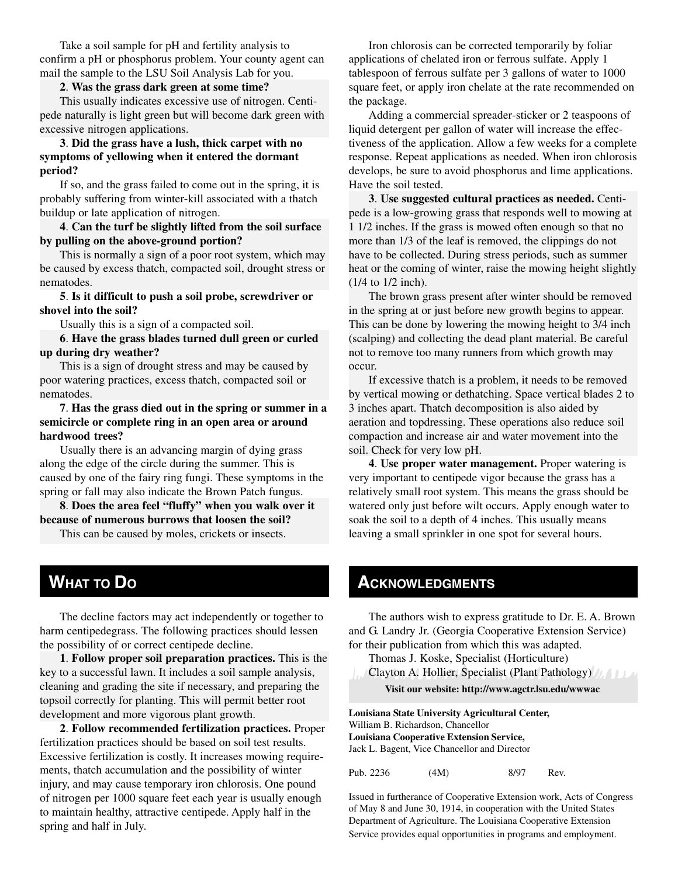Take a soil sample for pH and fertility analysis to confirm a pH or phosphorus problem. Your county agent can mail the sample to the LSU Soil Analysis Lab for you.

**2. Was the grass dark green at some time?**

This usually indicates excessive use of nitrogen. Centipede naturally is light green but will become dark green with excessive nitrogen applications.

**3. Did the grass have a lush, thick carpet with no symptoms of yellowing when it entered the dormant period?**

If so, and the grass failed to come out in the spring, it is probably suffering from winter-kill associated with a thatch buildup or late application of nitrogen.

**4. Can the turf be slightly lifted from the soil surface by pulling on the above-ground portion?**

This is normally a sign of a poor root system, which may be caused by excess thatch, compacted soil, drought stress or nematodes.

**5. Is it difficult to push a soil probe, screwdriver or shovel into the soil?**

Usually this is a sign of a compacted soil.

**6. Have the grass blades turned dull green or curled up during dry weather?**

This is a sign of drought stress and may be caused by poor watering practices, excess thatch, compacted soil or nematodes.

**7. Has the grass died out in the spring or summer in a semicircle or complete ring in an open area or around hardwood trees?**

Usually there is an advancing margin of dying grass along the edge of the circle during the summer. This is caused by one of the fairy ring fungi. These symptoms in the spring or fall may also indicate the Brown Patch fungus.

**8. Does the area feel "fluffy" when you walk over it because of numerous burrows that loosen the soil?**

This can be caused by moles, crickets or insects.

## What to Do

The decline factors may act independently or together to harm centipedegrass. The following practices should lessen the possibility of or correct centipede decline.

**1. Follow proper soil preparation practices.** This is the key to a successful lawn. It includes a soil sample analysis, cleaning and grading the site if necessary, and preparing the topsoil correctly for planting. This will permit better root development and more vigorous plant growth.

**2. Follow recommended fertilization practices.** Proper fertilization practices should be based on soil test results. Excessive fertilization is costly. It increases mowing requirements, thatch accumulation and the possibility of winter injury, and may cause temporary iron chlorosis. One pound of nitrogen per 1000 square feet each year is usually enough to maintain healthy, attractive centipede. Apply half in the spring and half in July.

Iron chlorosis can be corrected temporarily by foliar applications of chelated iron or ferrous sulfate. Apply 1 tablespoon of ferrous sulfate per 3 gallons of water to 1000 square feet, or apply iron chelate at the rate recommended on the package.

Adding a commercial spreader-sticker or 2 teaspoons of liquid detergent per gallon of water will increase the effectiveness of the application. Allow a few weeks for a complete response. Repeat applications as needed. When iron chlorosis develops, be sure to avoid phosphorus and lime applications. Have the soil tested.

**3. Use suggested cultural practices as needed.** Centipede is a low-growing grass that responds well to mowing at 1 1/2 inches. If the grass is mowed often enough so that no more than 1/3 of the leaf is removed, the clippings do not have to be collected. During stress periods, such as summer heat or the coming of winter, raise the mowing height slightly (1/4 to 1/2 inch).

The brown grass present after winter should be removed in the spring at or just before new growth begins to appear. This can be done by lowering the mowing height to 3/4 inch (scalping) and collecting the dead plant material. Be careful not to remove too many runners from which growth may occur.

If excessive thatch is a problem, it needs to be removed by vertical mowing or dethatching. Space vertical blades 2 to 3 inches apart. Thatch decomposition is also aided by aeration and topdressing. These operations also reduce soil compaction and increase air and water movement into the soil. Check for very low pH.

**4. Use proper water management.** Proper watering is very important to centipede vigor because the grass has a relatively small root system. This means the grass should be watered only just before wilt occurs. Apply enough water to soak the soil to a depth of 4 inches. This usually means leaving a small sprinkler in one spot for several hours.

## Acknowledgments

The authors wish to express gratitude to Dr. E. A. Brown and G. Landry Jr. (Georgia Cooperative Extension Service) for their publication from which this was adapted.

Thomas J. Koske, Specialist (Horticulture)
Clayton A. Hollier, Specialist (Plant Pathology)

**Visit our website: http://www.agctr.lsu.edu/wwwac**

**Louisiana State University Agricultural Center,**
William B. Richardson, Chancellor
**Louisiana Cooperative Extension Service,**
Jack L. Bagent, Vice Chancellor and Director

Pub. 2236 (4M) 8/97 Rev.

Issued in furtherance of Cooperative Extension work, Acts of Congress of May 8 and June 30, 1914, in cooperation with the United States Department of Agriculture. The Louisiana Cooperative Extension Service provides equal opportunities in programs and employment.